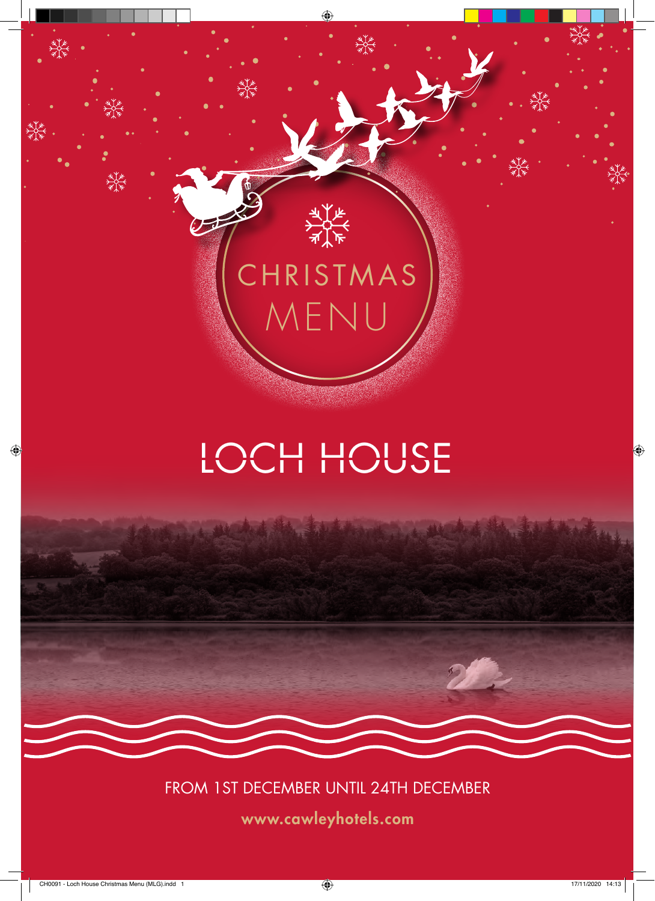# CHRISTMAS MENU

# LOCH HOUSE

FROM 1ST DECEMBER UNTIL 24TH DECEMBER

www.cawleyhotels.com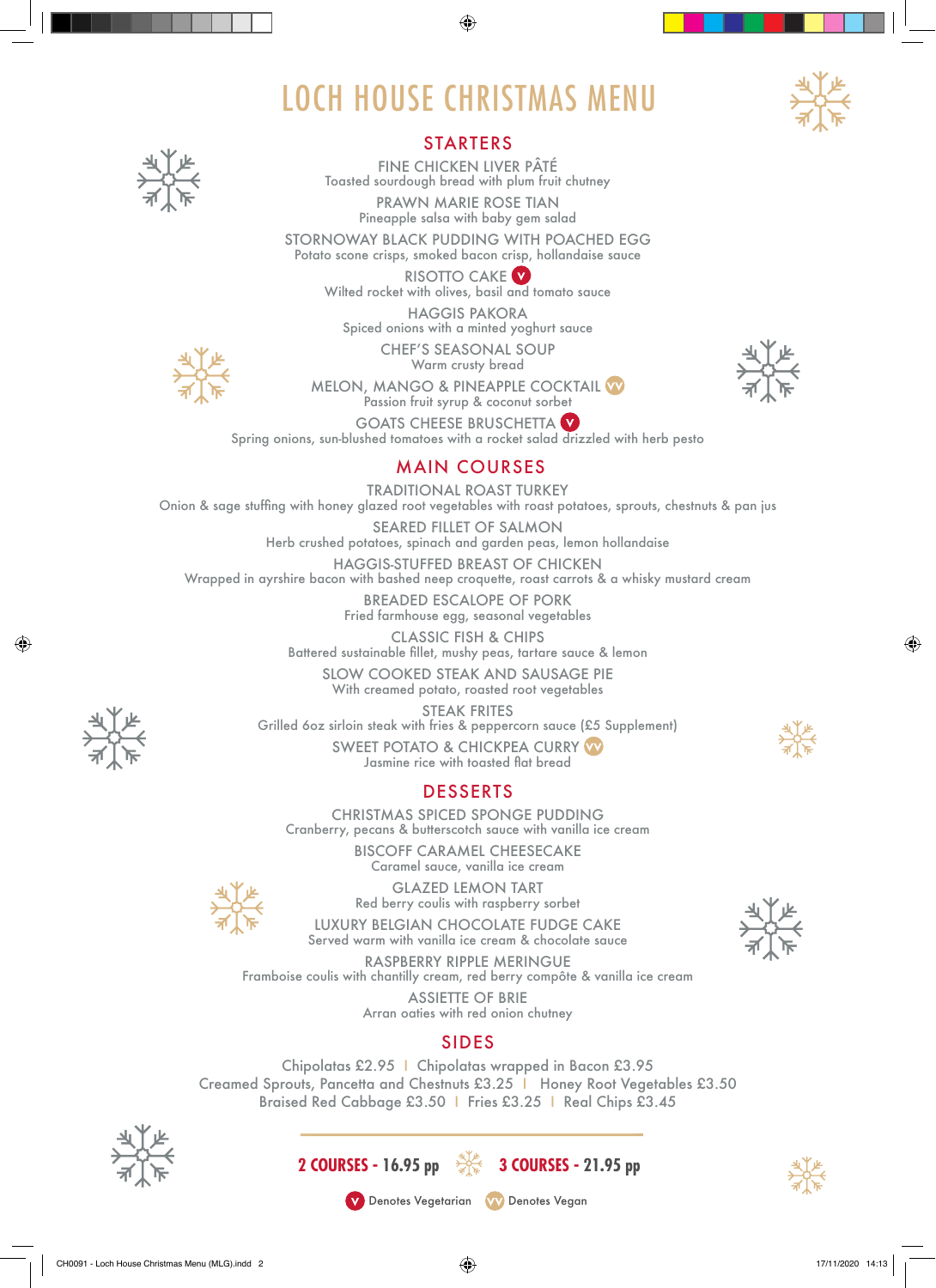# LOCH HOUSE CHRISTMAS MENU

## STARTERS

FINE CHICKEN LIVER PÂTÉ
Toasted sourdough bread with plum fruit chutney

PRAWN MARIE ROSE TIAN
Pineapple salsa with baby gem salad

STORNOWAY BLACK PUDDING WITH POACHED EGG
Potato scone crisps, smoked bacon crisp, hollandaise sauce

RISOTTO CAKE (V)
Wilted rocket with olives, basil and tomato sauce

HAGGIS PAKORA
Spiced onions with a minted yoghurt sauce

CHEF'S SEASONAL SOUP
Warm crusty bread

MELON, MANGO & PINEAPPLE COCKTAIL (VV)
Passion fruit syrup & coconut sorbet

GOATS CHEESE BRUSCHETTA (V)
Spring onions, sun-blushed tomatoes with a rocket salad drizzled with herb pesto

## MAIN COURSES

TRADITIONAL ROAST TURKEY
Onion & sage stuffing with honey glazed root vegetables with roast potatoes, sprouts, chestnuts & pan jus

SEARED FILLET OF SALMON
Herb crushed potatoes, spinach and garden peas, lemon hollandaise

HAGGIS-STUFFED BREAST OF CHICKEN
Wrapped in ayrshire bacon with bashed neep croquette, roast carrots & a whisky mustard cream

BREADED ESCALOPE OF PORK
Fried farmhouse egg, seasonal vegetables

CLASSIC FISH & CHIPS
Battered sustainable fillet, mushy peas, tartare sauce & lemon

SLOW COOKED STEAK AND SAUSAGE PIE
With creamed potato, roasted root vegetables

STEAK FRITES
Grilled 6oz sirloin steak with fries & peppercorn sauce (£5 Supplement)

SWEET POTATO & CHICKPEA CURRY (VV)
Jasmine rice with toasted flat bread

## DESSERTS

CHRISTMAS SPICED SPONGE PUDDING
Cranberry, pecans & butterscotch sauce with vanilla ice cream

BISCOFF CARAMEL CHEESECAKE
Caramel sauce, vanilla ice cream

GLAZED LEMON TART
Red berry coulis with raspberry sorbet

LUXURY BELGIAN CHOCOLATE FUDGE CAKE
Served warm with vanilla ice cream & chocolate sauce

RASPBERRY RIPPLE MERINGUE
Framboise coulis with chantilly cream, red berry compôte & vanilla ice cream

ASSIETTE OF BRIE
Arran oaties with red onion chutney

## SIDES

Chipolatas £2.95 | Chipolatas wrapped in Bacon £3.95
Creamed Sprouts, Pancetta and Chestnuts £3.25 | Honey Root Vegetables £3.50
Braised Red Cabbage £3.50 | Fries £3.25 | Real Chips £3.45

**2 COURSES - 16.95 pp** | **3 COURSES - 21.95 pp**

(V) Denotes Vegetarian (VV) Denotes Vegan